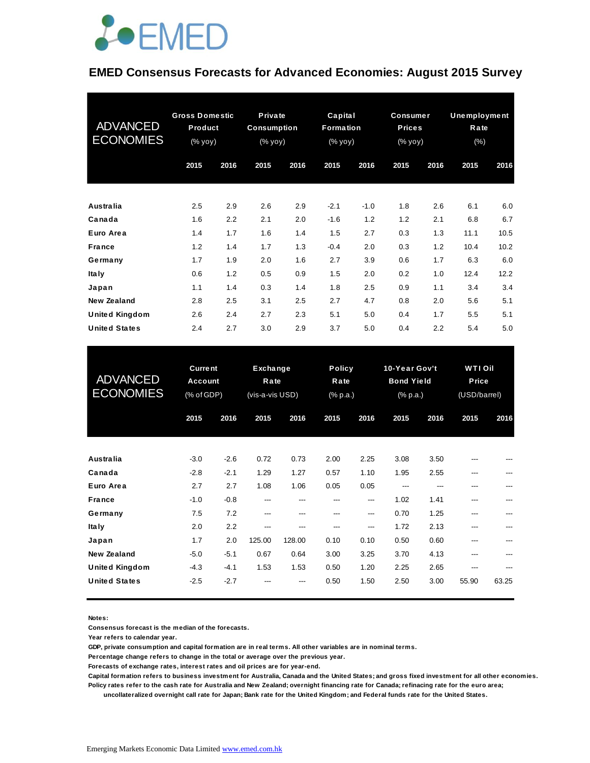EMED

# EMED Consensus Forecasts for Advanced Economies: August 2015 Survey

| ADVANCED ECONOMIES | Gross Domestic Product (% yoy) | | Private Consumption (% yoy) | | Capital Formation (% yoy) | | Consumer Prices (% yoy) | | Unemployment Rate (%) | |
|---|---|---|---|---|---|---|---|---|---|---|
| | 2015 | 2016 | 2015 | 2016 | 2015 | 2016 | 2015 | 2016 | 2015 | 2016 |
| Australia | 2.5 | 2.9 | 2.6 | 2.9 | -2.1 | -1.0 | 1.8 | 2.6 | 6.1 | 6.0 |
| Canada | 1.6 | 2.2 | 2.1 | 2.0 | -1.6 | 1.2 | 1.2 | 2.1 | 6.8 | 6.7 |
| Euro Area | 1.4 | 1.7 | 1.6 | 1.4 | 1.5 | 2.7 | 0.3 | 1.3 | 11.1 | 10.5 |
| France | 1.2 | 1.4 | 1.7 | 1.3 | -0.4 | 2.0 | 0.3 | 1.2 | 10.4 | 10.2 |
| Germany | 1.7 | 1.9 | 2.0 | 1.6 | 2.7 | 3.9 | 0.6 | 1.7 | 6.3 | 6.0 |
| Italy | 0.6 | 1.2 | 0.5 | 0.9 | 1.5 | 2.0 | 0.2 | 1.0 | 12.4 | 12.2 |
| Japan | 1.1 | 1.4 | 0.3 | 1.4 | 1.8 | 2.5 | 0.9 | 1.1 | 3.4 | 3.4 |
| New Zealand | 2.8 | 2.5 | 3.1 | 2.5 | 2.7 | 4.7 | 0.8 | 2.0 | 5.6 | 5.1 |
| United Kingdom | 2.6 | 2.4 | 2.7 | 2.3 | 5.1 | 5.0 | 0.4 | 1.7 | 5.5 | 5.1 |
| United States | 2.4 | 2.7 | 3.0 | 2.9 | 3.7 | 5.0 | 0.4 | 2.2 | 5.4 | 5.0 |

| ADVANCED ECONOMIES | Current Account (% of GDP) | | Exchange Rate (vis-a-vis USD) | | Policy Rate (% p.a.) | | 10-Year Gov't Bond Yield (% p.a.) | | WTI Oil Price (USD/barrel) | |
|---|---|---|---|---|---|---|---|---|---|---|
| | 2015 | 2016 | 2015 | 2016 | 2015 | 2016 | 2015 | 2016 | 2015 | 2016 |
| Australia | -3.0 | -2.6 | 0.72 | 0.73 | 2.00 | 2.25 | 3.08 | 3.50 | --- | --- |
| Canada | -2.8 | -2.1 | 1.29 | 1.27 | 0.57 | 1.10 | 1.95 | 2.55 | --- | --- |
| Euro Area | 2.7 | 2.7 | 1.08 | 1.06 | 0.05 | 0.05 | --- | --- | --- | --- |
| France | -1.0 | -0.8 | --- | --- | --- | --- | 1.02 | 1.41 | --- | --- |
| Germany | 7.5 | 7.2 | --- | --- | --- | --- | 0.70 | 1.25 | --- | --- |
| Italy | 2.0 | 2.2 | --- | --- | --- | --- | 1.72 | 2.13 | --- | --- |
| Japan | 1.7 | 2.0 | 125.00 | 128.00 | 0.10 | 0.10 | 0.50 | 0.60 | --- | --- |
| New Zealand | -5.0 | -5.1 | 0.67 | 0.64 | 3.00 | 3.25 | 3.70 | 4.13 | --- | --- |
| United Kingdom | -4.3 | -4.1 | 1.53 | 1.53 | 0.50 | 1.20 | 2.25 | 2.65 | --- | --- |
| United States | -2.5 | -2.7 | --- | --- | 0.50 | 1.50 | 2.50 | 3.00 | 55.90 | 63.25 |

**Notes:**

Consensus forecast is the median of the forecasts.

Year refers to calendar year.

GDP, private consumption and capital formation are in real terms. All other variables are in nominal terms.

Percentage change refers to change in the total or average over the previous year.

Forecasts of exchange rates, interest rates and oil prices are for year-end.

Capital formation refers to business investment for Australia, Canada and the United States; and gross fixed investment for all other economies.

Policy rates refer to the cash rate for Australia and New Zealand; overnight financing rate for Canada; refinacing rate for the euro area; uncollateralized overnight call rate for Japan; Bank rate for the United Kingdom; and Federal funds rate for the United States.

Emerging Markets Economic Data Limited www.emed.com.hk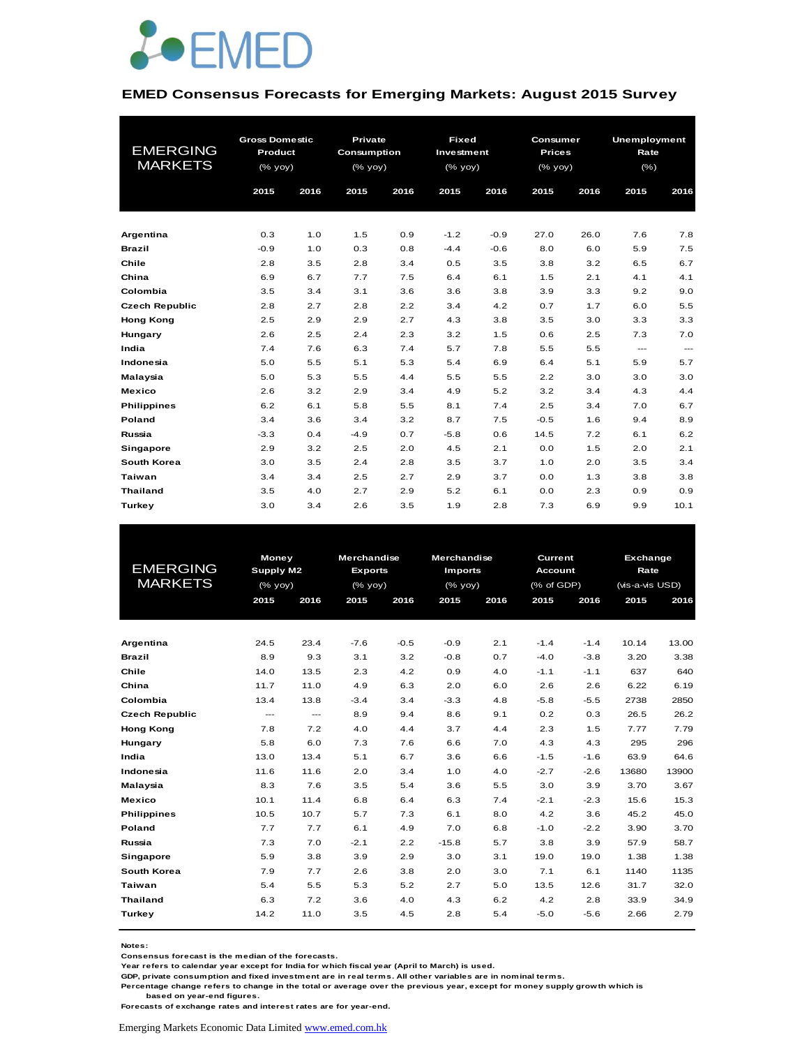# EMED Consensus Forecasts for Emerging Markets: August 2015 Survey

| EMERGING MARKETS | Gross Domestic Product (% yoy) | | Private Consumption (% yoy) | | Fixed Investment (% yoy) | | Consumer Prices (% yoy) | | Unemployment Rate (%) | |
|---|---|---|---|---|---|---|---|---|---|---|
| | 2015 | 2016 | 2015 | 2016 | 2015 | 2016 | 2015 | 2016 | 2015 | 2016 |
| **Argentina** | 0.3 | 1.0 | 1.5 | 0.9 | -1.2 | -0.9 | 27.0 | 26.0 | 7.6 | 7.8 |
| **Brazil** | -0.9 | 1.0 | 0.3 | 0.8 | -4.4 | -0.6 | 8.0 | 6.0 | 5.9 | 7.5 |
| **Chile** | 2.8 | 3.5 | 2.8 | 3.4 | 0.5 | 3.5 | 3.8 | 3.2 | 6.5 | 6.7 |
| **China** | 6.9 | 6.7 | 7.7 | 7.5 | 6.4 | 6.1 | 1.5 | 2.1 | 4.1 | 4.1 |
| **Colombia** | 3.5 | 3.4 | 3.1 | 3.6 | 3.6 | 3.8 | 3.9 | 3.3 | 9.2 | 9.0 |
| **Czech Republic** | 2.8 | 2.7 | 2.8 | 2.2 | 3.4 | 4.2 | 0.7 | 1.7 | 6.0 | 5.5 |
| **Hong Kong** | 2.5 | 2.9 | 2.9 | 2.7 | 4.3 | 3.8 | 3.5 | 3.0 | 3.3 | 3.3 |
| **Hungary** | 2.6 | 2.5 | 2.4 | 2.3 | 3.2 | 1.5 | 0.6 | 2.5 | 7.3 | 7.0 |
| **India** | 7.4 | 7.6 | 6.3 | 7.4 | 5.7 | 7.8 | 5.5 | 5.5 | --- | --- |
| **Indonesia** | 5.0 | 5.5 | 5.1 | 5.3 | 5.4 | 6.9 | 6.4 | 5.1 | 5.9 | 5.7 |
| **Malaysia** | 5.0 | 5.3 | 5.5 | 4.4 | 5.5 | 5.5 | 2.2 | 3.0 | 3.0 | 3.0 |
| **Mexico** | 2.6 | 3.2 | 2.9 | 3.4 | 4.9 | 5.2 | 3.2 | 3.4 | 4.3 | 4.4 |
| **Philippines** | 6.2 | 6.1 | 5.8 | 5.5 | 8.1 | 7.4 | 2.5 | 3.4 | 7.0 | 6.7 |
| **Poland** | 3.4 | 3.6 | 3.4 | 3.2 | 8.7 | 7.5 | -0.5 | 1.6 | 9.4 | 8.9 |
| **Russia** | -3.3 | 0.4 | -4.9 | 0.7 | -5.8 | 0.6 | 14.5 | 7.2 | 6.1 | 6.2 |
| **Singapore** | 2.9 | 3.2 | 2.5 | 2.0 | 4.5 | 2.1 | 0.0 | 1.5 | 2.0 | 2.1 |
| **South Korea** | 3.0 | 3.5 | 2.4 | 2.8 | 3.5 | 3.7 | 1.0 | 2.0 | 3.5 | 3.4 |
| **Taiwan** | 3.4 | 3.4 | 2.5 | 2.7 | 2.9 | 3.7 | 0.0 | 1.3 | 3.8 | 3.8 |
| **Thailand** | 3.5 | 4.0 | 2.7 | 2.9 | 5.2 | 6.1 | 0.0 | 2.3 | 0.9 | 0.9 |
| **Turkey** | 3.0 | 3.4 | 2.6 | 3.5 | 1.9 | 2.8 | 7.3 | 6.9 | 9.9 | 10.1 |

| EMERGING MARKETS | Money Supply M2 (% yoy) | | Merchandise Exports (% yoy) | | Merchandise Imports (% yoy) | | Current Account (% of GDP) | | Exchange Rate (vis-a-vis USD) | |
|---|---|---|---|---|---|---|---|---|---|---|
| | 2015 | 2016 | 2015 | 2016 | 2015 | 2016 | 2015 | 2016 | 2015 | 2016 |
| **Argentina** | 24.5 | 23.4 | -7.6 | -0.5 | -0.9 | 2.1 | -1.4 | -1.4 | 10.14 | 13.00 |
| **Brazil** | 8.9 | 9.3 | 3.1 | 3.2 | -0.8 | 0.7 | -4.0 | -3.8 | 3.20 | 3.38 |
| **Chile** | 14.0 | 13.5 | 2.3 | 4.2 | 0.9 | 4.0 | -1.1 | -1.1 | 637 | 640 |
| **China** | 11.7 | 11.0 | 4.9 | 6.3 | 2.0 | 6.0 | 2.6 | 2.6 | 6.22 | 6.19 |
| **Colombia** | 13.4 | 13.8 | -3.4 | 3.4 | -3.3 | 4.8 | -5.8 | -5.5 | 2738 | 2850 |
| **Czech Republic** | --- | --- | 8.9 | 9.4 | 8.6 | 9.1 | 0.2 | 0.3 | 26.5 | 26.2 |
| **Hong Kong** | 7.8 | 7.2 | 4.0 | 4.4 | 3.7 | 4.4 | 2.3 | 1.5 | 7.77 | 7.79 |
| **Hungary** | 5.8 | 6.0 | 7.3 | 7.6 | 6.6 | 7.0 | 4.3 | 4.3 | 295 | 296 |
| **India** | 13.0 | 13.4 | 5.1 | 6.7 | 3.6 | 6.6 | -1.5 | -1.6 | 63.9 | 64.6 |
| **Indonesia** | 11.6 | 11.6 | 2.0 | 3.4 | 1.0 | 4.0 | -2.7 | -2.6 | 13680 | 13900 |
| **Malaysia** | 8.3 | 7.6 | 3.5 | 5.4 | 3.6 | 5.5 | 3.0 | 3.9 | 3.70 | 3.67 |
| **Mexico** | 10.1 | 11.4 | 6.8 | 6.4 | 6.3 | 7.4 | -2.1 | -2.3 | 15.6 | 15.3 |
| **Philippines** | 10.5 | 10.7 | 5.7 | 7.3 | 6.1 | 8.0 | 4.2 | 3.6 | 45.2 | 45.0 |
| **Poland** | 7.7 | 7.7 | 6.1 | 4.9 | 7.0 | 6.8 | -1.0 | -2.2 | 3.90 | 3.70 |
| **Russia** | 7.3 | 7.0 | -2.1 | 2.2 | -15.8 | 5.7 | 3.8 | 3.9 | 57.9 | 58.7 |
| **Singapore** | 5.9 | 3.8 | 3.9 | 2.9 | 3.0 | 3.1 | 19.0 | 19.0 | 1.38 | 1.38 |
| **South Korea** | 7.9 | 7.7 | 2.6 | 3.8 | 2.0 | 3.0 | 7.1 | 6.1 | 1140 | 1135 |
| **Taiwan** | 5.4 | 5.5 | 5.3 | 5.2 | 2.7 | 5.0 | 13.5 | 12.6 | 31.7 | 32.0 |
| **Thailand** | 6.3 | 7.2 | 3.6 | 4.0 | 4.3 | 6.2 | 4.2 | 2.8 | 33.9 | 34.9 |
| **Turkey** | 14.2 | 11.0 | 3.5 | 4.5 | 2.8 | 5.4 | -5.0 | -5.6 | 2.66 | 2.79 |

**Notes:**
Consensus forecast is the median of the forecasts.
Year refers to calendar year except for India for which fiscal year (April to March) is used.
GDP, private consumption and fixed investment are in real terms. All other variables are in nominal terms.
Percentage change refers to change in the total or average over the previous year, except for money supply growth which is based on year-end figures.
Forecasts of exchange rates and interest rates are for year-end.

Emerging Markets Economic Data Limited www.emed.com.hk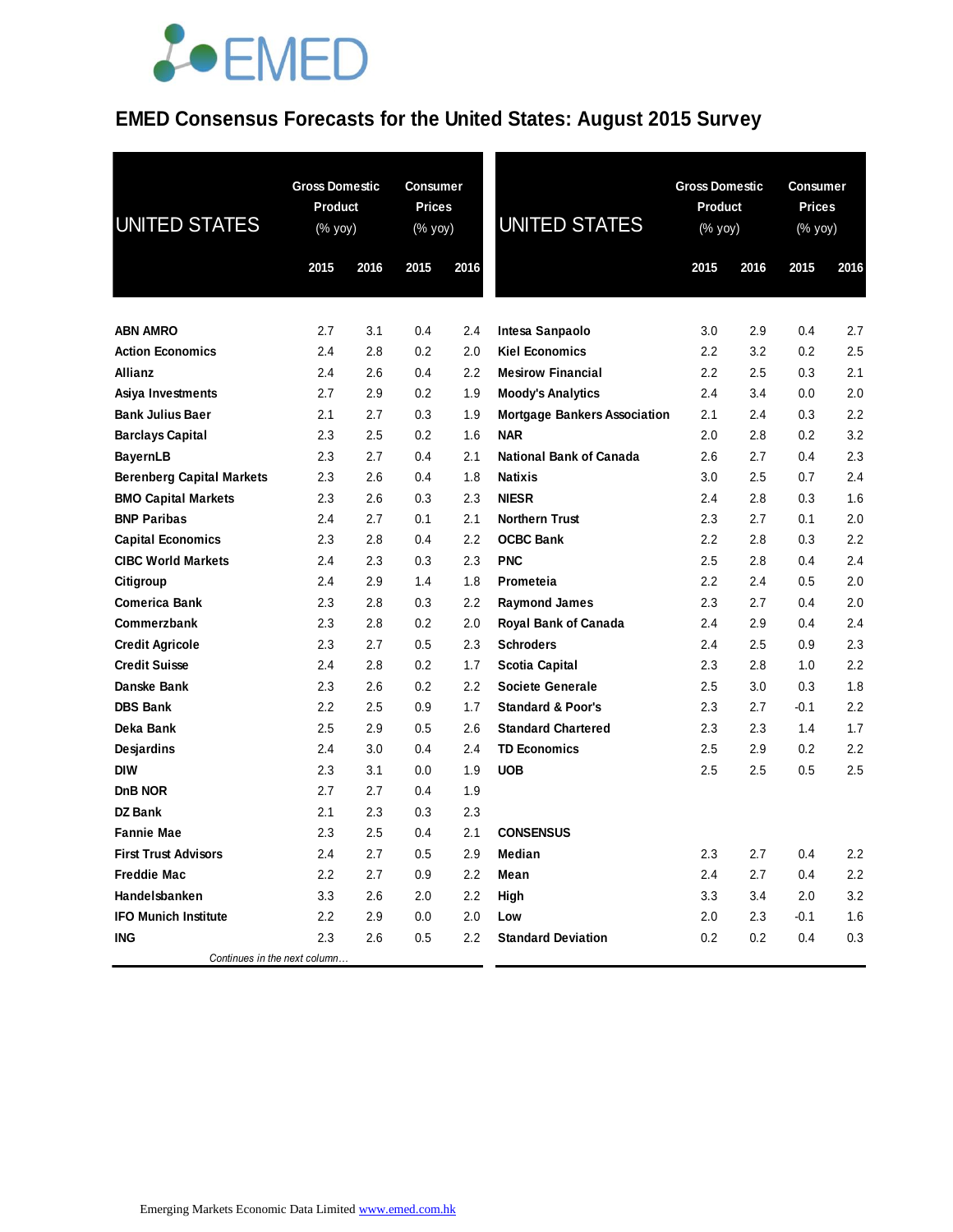# EMED Consensus Forecasts for the United States: August 2015 Survey

| UNITED STATES | Gross Domestic Product (% yoy) | | Consumer Prices (% yoy) | |
|---|---|---|---|---|
| | 2015 | 2016 | 2015 | 2016 |
| ABN AMRO | 2.7 | 3.1 | 0.4 | 2.4 |
| Action Economics | 2.4 | 2.8 | 0.2 | 2.0 |
| Allianz | 2.4 | 2.6 | 0.4 | 2.2 |
| Asiya Investments | 2.7 | 2.9 | 0.2 | 1.9 |
| Bank Julius Baer | 2.1 | 2.7 | 0.3 | 1.9 |
| Barclays Capital | 2.3 | 2.5 | 0.2 | 1.6 |
| BayernLB | 2.3 | 2.7 | 0.4 | 2.1 |
| Berenberg Capital Markets | 2.3 | 2.6 | 0.4 | 1.8 |
| BMO Capital Markets | 2.3 | 2.6 | 0.3 | 2.3 |
| BNP Paribas | 2.4 | 2.7 | 0.1 | 2.1 |
| Capital Economics | 2.3 | 2.8 | 0.4 | 2.2 |
| CIBC World Markets | 2.4 | 2.3 | 0.3 | 2.3 |
| Citigroup | 2.4 | 2.9 | 1.4 | 1.8 |
| Comerica Bank | 2.3 | 2.8 | 0.3 | 2.2 |
| Commerzbank | 2.3 | 2.8 | 0.2 | 2.0 |
| Credit Agricole | 2.3 | 2.7 | 0.5 | 2.3 |
| Credit Suisse | 2.4 | 2.8 | 0.2 | 1.7 |
| Danske Bank | 2.3 | 2.6 | 0.2 | 2.2 |
| DBS Bank | 2.2 | 2.5 | 0.9 | 1.7 |
| Deka Bank | 2.5 | 2.9 | 0.5 | 2.6 |
| Desjardins | 2.4 | 3.0 | 0.4 | 2.4 |
| DIW | 2.3 | 3.1 | 0.0 | 1.9 |
| DnB NOR | 2.7 | 2.7 | 0.4 | 1.9 |
| DZ Bank | 2.1 | 2.3 | 0.3 | 2.3 |
| Fannie Mae | 2.3 | 2.5 | 0.4 | 2.1 |
| First Trust Advisors | 2.4 | 2.7 | 0.5 | 2.9 |
| Freddie Mac | 2.2 | 2.7 | 0.9 | 2.2 |
| Handelsbanken | 3.3 | 2.6 | 2.0 | 2.2 |
| IFO Munich Institute | 2.2 | 2.9 | 0.0 | 2.0 |
| ING | 2.3 | 2.6 | 0.5 | 2.2 |
| Intesa Sanpaolo | 3.0 | 2.9 | 0.4 | 2.7 |
| Kiel Economics | 2.2 | 3.2 | 0.2 | 2.5 |
| Mesirow Financial | 2.2 | 2.5 | 0.3 | 2.1 |
| Moody's Analytics | 2.4 | 3.4 | 0.0 | 2.0 |
| Mortgage Bankers Association | 2.1 | 2.4 | 0.3 | 2.2 |
| NAR | 2.0 | 2.8 | 0.2 | 3.2 |
| National Bank of Canada | 2.6 | 2.7 | 0.4 | 2.3 |
| Natixis | 3.0 | 2.5 | 0.7 | 2.4 |
| NIESR | 2.4 | 2.8 | 0.3 | 1.6 |
| Northern Trust | 2.3 | 2.7 | 0.1 | 2.0 |
| OCBC Bank | 2.2 | 2.8 | 0.3 | 2.2 |
| PNC | 2.5 | 2.8 | 0.4 | 2.4 |
| Prometeia | 2.2 | 2.4 | 0.5 | 2.0 |
| Raymond James | 2.3 | 2.7 | 0.4 | 2.0 |
| Royal Bank of Canada | 2.4 | 2.9 | 0.4 | 2.4 |
| Schroders | 2.4 | 2.5 | 0.9 | 2.3 |
| Scotia Capital | 2.3 | 2.8 | 1.0 | 2.2 |
| Societe Generale | 2.5 | 3.0 | 0.3 | 1.8 |
| Standard & Poor's | 2.3 | 2.7 | -0.1 | 2.2 |
| Standard Chartered | 2.3 | 2.3 | 1.4 | 1.7 |
| TD Economics | 2.5 | 2.9 | 0.2 | 2.2 |
| UOB | 2.5 | 2.5 | 0.5 | 2.5 |
| **CONSENSUS** | | | | |
| Median | 2.3 | 2.7 | 0.4 | 2.2 |
| Mean | 2.4 | 2.7 | 0.4 | 2.2 |
| High | 3.3 | 3.4 | 2.0 | 3.2 |
| Low | 2.0 | 2.3 | -0.1 | 1.6 |
| Standard Deviation | 0.2 | 0.2 | 0.4 | 0.3 |

Emerging Markets Economic Data Limited www.emed.com.hk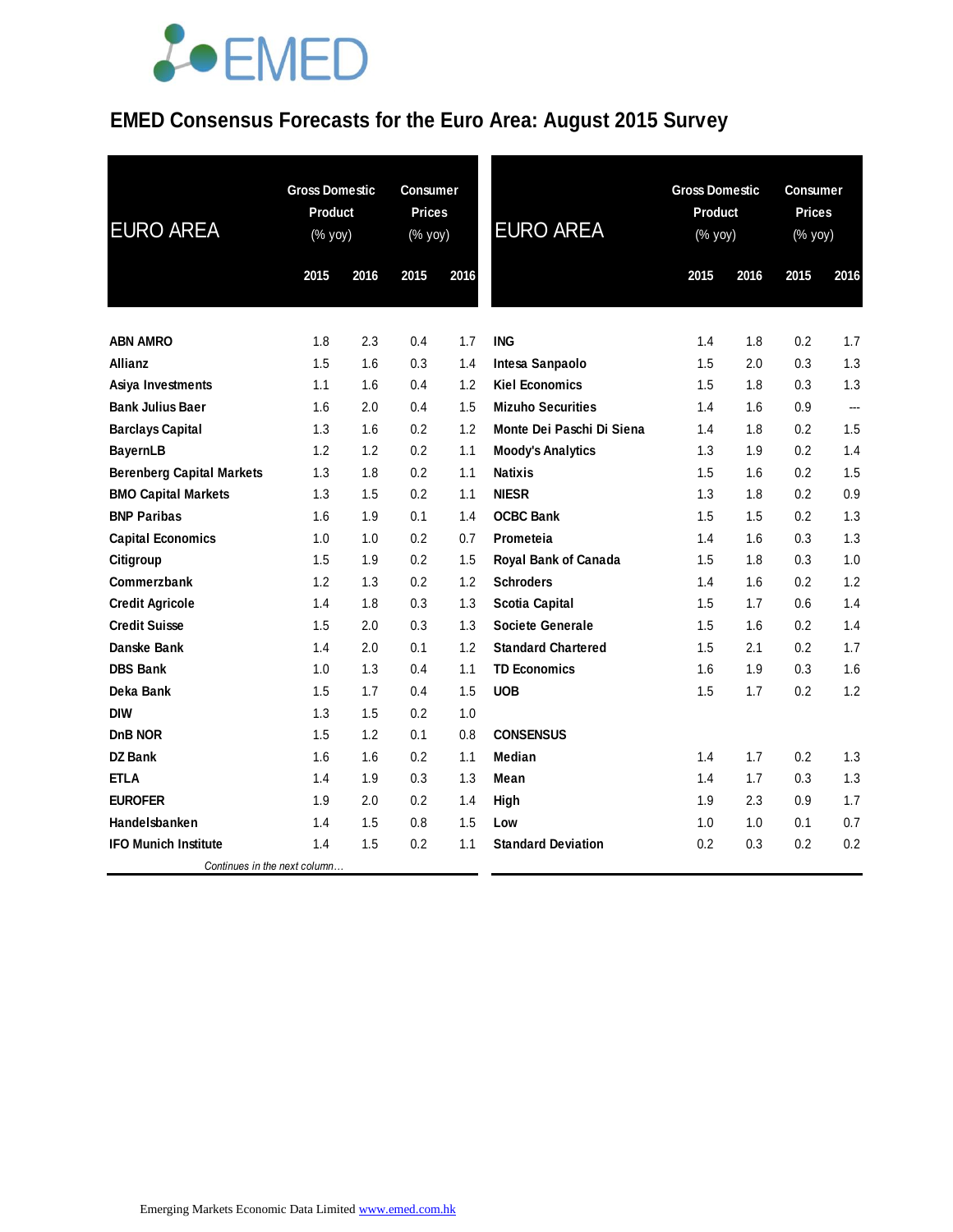# EMED Consensus Forecasts for the Euro Area: August 2015 Survey

| EURO AREA | Gross Domestic Product (% yoy) | | Consumer Prices (% yoy) | |
|---|---|---|---|---|
| | 2015 | 2016 | 2015 | 2016 |
| **ABN AMRO** | 1.8 | 2.3 | 0.4 | 1.7 |
| **Allianz** | 1.5 | 1.6 | 0.3 | 1.4 |
| **Asiya Investments** | 1.1 | 1.6 | 0.4 | 1.2 |
| **Bank Julius Baer** | 1.6 | 2.0 | 0.4 | 1.5 |
| **Barclays Capital** | 1.3 | 1.6 | 0.2 | 1.2 |
| **BayernLB** | 1.2 | 1.2 | 0.2 | 1.1 |
| **Berenberg Capital Markets** | 1.3 | 1.8 | 0.2 | 1.1 |
| **BMO Capital Markets** | 1.3 | 1.5 | 0.2 | 1.1 |
| **BNP Paribas** | 1.6 | 1.9 | 0.1 | 1.4 |
| **Capital Economics** | 1.0 | 1.0 | 0.2 | 0.7 |
| **Citigroup** | 1.5 | 1.9 | 0.2 | 1.5 |
| **Commerzbank** | 1.2 | 1.3 | 0.2 | 1.2 |
| **Credit Agricole** | 1.4 | 1.8 | 0.3 | 1.3 |
| **Credit Suisse** | 1.5 | 2.0 | 0.3 | 1.3 |
| **Danske Bank** | 1.4 | 2.0 | 0.1 | 1.2 |
| **DBS Bank** | 1.0 | 1.3 | 0.4 | 1.1 |
| **Deka Bank** | 1.5 | 1.7 | 0.4 | 1.5 |
| **DIW** | 1.3 | 1.5 | 0.2 | 1.0 |
| **DnB NOR** | 1.5 | 1.2 | 0.1 | 0.8 |
| **DZ Bank** | 1.6 | 1.6 | 0.2 | 1.1 |
| **ETLA** | 1.4 | 1.9 | 0.3 | 1.3 |
| **EUROFER** | 1.9 | 2.0 | 0.2 | 1.4 |
| **Handelsbanken** | 1.4 | 1.5 | 0.8 | 1.5 |
| **IFO Munich Institute** | 1.4 | 1.5 | 0.2 | 1.1 |
| **ING** | 1.4 | 1.8 | 0.2 | 1.7 |
| **Intesa Sanpaolo** | 1.5 | 2.0 | 0.3 | 1.3 |
| **Kiel Economics** | 1.5 | 1.8 | 0.3 | 1.3 |
| **Mizuho Securities** | 1.4 | 1.6 | 0.9 | --- |
| **Monte Dei Paschi Di Siena** | 1.4 | 1.8 | 0.2 | 1.5 |
| **Moody's Analytics** | 1.3 | 1.9 | 0.2 | 1.4 |
| **Natixis** | 1.5 | 1.6 | 0.2 | 1.5 |
| **NIESR** | 1.3 | 1.8 | 0.2 | 0.9 |
| **OCBC Bank** | 1.5 | 1.5 | 0.2 | 1.3 |
| **Prometeia** | 1.4 | 1.6 | 0.3 | 1.3 |
| **Royal Bank of Canada** | 1.5 | 1.8 | 0.3 | 1.0 |
| **Schroders** | 1.4 | 1.6 | 0.2 | 1.2 |
| **Scotia Capital** | 1.5 | 1.7 | 0.6 | 1.4 |
| **Societe Generale** | 1.5 | 1.6 | 0.2 | 1.4 |
| **Standard Chartered** | 1.5 | 2.1 | 0.2 | 1.7 |
| **TD Economics** | 1.6 | 1.9 | 0.3 | 1.6 |
| **UOB** | 1.5 | 1.7 | 0.2 | 1.2 |
| **CONSENSUS** | | | | |
| **Median** | 1.4 | 1.7 | 0.2 | 1.3 |
| **Mean** | 1.4 | 1.7 | 0.3 | 1.3 |
| **High** | 1.9 | 2.3 | 0.9 | 1.7 |
| **Low** | 1.0 | 1.0 | 0.1 | 0.7 |
| **Standard Deviation** | 0.2 | 0.3 | 0.2 | 0.2 |

Emerging Markets Economic Data Limited www.emed.com.hk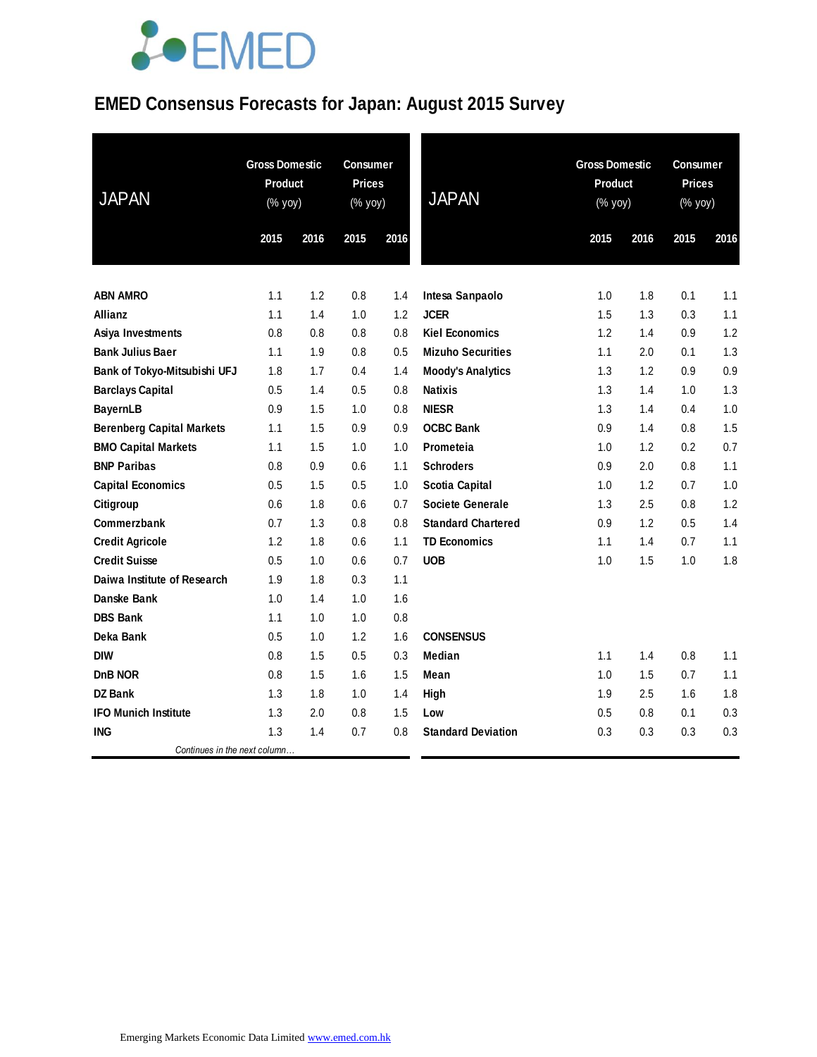# EMED Consensus Forecasts for Japan: August 2015 Survey

| JAPAN | Gross Domestic Product (% yoy) | | Consumer Prices (% yoy) | |
|---|---|---|---|---|
| | 2015 | 2016 | 2015 | 2016 |
| **ABN AMRO** | 1.1 | 1.2 | 0.8 | 1.4 |
| **Allianz** | 1.1 | 1.4 | 1.0 | 1.2 |
| **Asiya Investments** | 0.8 | 0.8 | 0.8 | 0.8 |
| **Bank Julius Baer** | 1.1 | 1.9 | 0.8 | 0.5 |
| **Bank of Tokyo-Mitsubishi UFJ** | 1.8 | 1.7 | 0.4 | 1.4 |
| **Barclays Capital** | 0.5 | 1.4 | 0.5 | 0.8 |
| **BayernLB** | 0.9 | 1.5 | 1.0 | 0.8 |
| **Berenberg Capital Markets** | 1.1 | 1.5 | 0.9 | 0.9 |
| **BMO Capital Markets** | 1.1 | 1.5 | 1.0 | 1.0 |
| **BNP Paribas** | 0.8 | 0.9 | 0.6 | 1.1 |
| **Capital Economics** | 0.5 | 1.5 | 0.5 | 1.0 |
| **Citigroup** | 0.6 | 1.8 | 0.6 | 0.7 |
| **Commerzbank** | 0.7 | 1.3 | 0.8 | 0.8 |
| **Credit Agricole** | 1.2 | 1.8 | 0.6 | 1.1 |
| **Credit Suisse** | 0.5 | 1.0 | 0.6 | 0.7 |
| **Daiwa Institute of Research** | 1.9 | 1.8 | 0.3 | 1.1 |
| **Danske Bank** | 1.0 | 1.4 | 1.0 | 1.6 |
| **DBS Bank** | 1.1 | 1.0 | 1.0 | 0.8 |
| **Deka Bank** | 0.5 | 1.0 | 1.2 | 1.6 |
| **DIW** | 0.8 | 1.5 | 0.5 | 0.3 |
| **DnB NOR** | 0.8 | 1.5 | 1.6 | 1.5 |
| **DZ Bank** | 1.3 | 1.8 | 1.0 | 1.4 |
| **IFO Munich Institute** | 1.3 | 2.0 | 0.8 | 1.5 |
| **ING** | 1.3 | 1.4 | 0.7 | 0.8 |
| **Intesa Sanpaolo** | 1.0 | 1.8 | 0.1 | 1.1 |
| **JCER** | 1.5 | 1.3 | 0.3 | 1.1 |
| **Kiel Economics** | 1.2 | 1.4 | 0.9 | 1.2 |
| **Mizuho Securities** | 1.1 | 2.0 | 0.1 | 1.3 |
| **Moody's Analytics** | 1.3 | 1.2 | 0.9 | 0.9 |
| **Natixis** | 1.3 | 1.4 | 1.0 | 1.3 |
| **NIESR** | 1.3 | 1.4 | 0.4 | 1.0 |
| **OCBC Bank** | 0.9 | 1.4 | 0.8 | 1.5 |
| **Prometeia** | 1.0 | 1.2 | 0.2 | 0.7 |
| **Schroders** | 0.9 | 2.0 | 0.8 | 1.1 |
| **Scotia Capital** | 1.0 | 1.2 | 0.7 | 1.0 |
| **Societe Generale** | 1.3 | 2.5 | 0.8 | 1.2 |
| **Standard Chartered** | 0.9 | 1.2 | 0.5 | 1.4 |
| **TD Economics** | 1.1 | 1.4 | 0.7 | 1.1 |
| **UOB** | 1.0 | 1.5 | 1.0 | 1.8 |
| **CONSENSUS** | | | | |
| **Median** | 1.1 | 1.4 | 0.8 | 1.1 |
| **Mean** | 1.0 | 1.5 | 0.7 | 1.1 |
| **High** | 1.9 | 2.5 | 1.6 | 1.8 |
| **Low** | 0.5 | 0.8 | 0.1 | 0.3 |
| **Standard Deviation** | 0.3 | 0.3 | 0.3 | 0.3 |

Emerging Markets Economic Data Limited www.emed.com.hk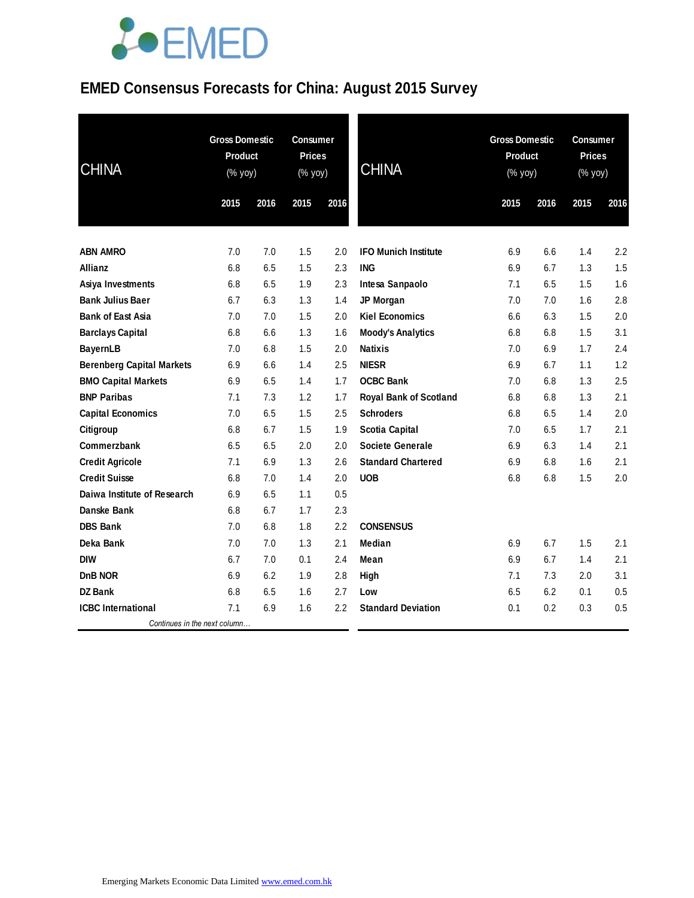# EMED Consensus Forecasts for China: August 2015 Survey

| CHINA | Gross Domestic Product (% yoy) | | Consumer Prices (% yoy) | |
|---|---|---|---|---|
| | 2015 | 2016 | 2015 | 2016 |
| **ABN AMRO** | 7.0 | 7.0 | 1.5 | 2.0 |
| **Allianz** | 6.8 | 6.5 | 1.5 | 2.3 |
| **Asiya Investments** | 6.8 | 6.5 | 1.9 | 2.3 |
| **Bank Julius Baer** | 6.7 | 6.3 | 1.3 | 1.4 |
| **Bank of East Asia** | 7.0 | 7.0 | 1.5 | 2.0 |
| **Barclays Capital** | 6.8 | 6.6 | 1.3 | 1.6 |
| **BayernLB** | 7.0 | 6.8 | 1.5 | 2.0 |
| **Berenberg Capital Markets** | 6.9 | 6.6 | 1.4 | 2.5 |
| **BMO Capital Markets** | 6.9 | 6.5 | 1.4 | 1.7 |
| **BNP Paribas** | 7.1 | 7.3 | 1.2 | 1.7 |
| **Capital Economics** | 7.0 | 6.5 | 1.5 | 2.5 |
| **Citigroup** | 6.8 | 6.7 | 1.5 | 1.9 |
| **Commerzbank** | 6.5 | 6.5 | 2.0 | 2.0 |
| **Credit Agricole** | 7.1 | 6.9 | 1.3 | 2.6 |
| **Credit Suisse** | 6.8 | 7.0 | 1.4 | 2.0 |
| **Daiwa Institute of Research** | 6.9 | 6.5 | 1.1 | 0.5 |
| **Danske Bank** | 6.8 | 6.7 | 1.7 | 2.3 |
| **DBS Bank** | 7.0 | 6.8 | 1.8 | 2.2 |
| **Deka Bank** | 7.0 | 7.0 | 1.3 | 2.1 |
| **DIW** | 6.7 | 7.0 | 0.1 | 2.4 |
| **DnB NOR** | 6.9 | 6.2 | 1.9 | 2.8 |
| **DZ Bank** | 6.8 | 6.5 | 1.6 | 2.7 |
| **ICBC International** | 7.1 | 6.9 | 1.6 | 2.2 |
| **IFO Munich Institute** | 6.9 | 6.6 | 1.4 | 2.2 |
| **ING** | 6.9 | 6.7 | 1.3 | 1.5 |
| **Intesa Sanpaolo** | 7.1 | 6.5 | 1.5 | 1.6 |
| **JP Morgan** | 7.0 | 7.0 | 1.6 | 2.8 |
| **Kiel Economics** | 6.6 | 6.3 | 1.5 | 2.0 |
| **Moody's Analytics** | 6.8 | 6.8 | 1.5 | 3.1 |
| **Natixis** | 7.0 | 6.9 | 1.7 | 2.4 |
| **NIESR** | 6.9 | 6.7 | 1.1 | 1.2 |
| **OCBC Bank** | 7.0 | 6.8 | 1.3 | 2.5 |
| **Royal Bank of Scotland** | 6.8 | 6.8 | 1.3 | 2.1 |
| **Schroders** | 6.8 | 6.5 | 1.4 | 2.0 |
| **Scotia Capital** | 7.0 | 6.5 | 1.7 | 2.1 |
| **Societe Generale** | 6.9 | 6.3 | 1.4 | 2.1 |
| **Standard Chartered** | 6.9 | 6.8 | 1.6 | 2.1 |
| **UOB** | 6.8 | 6.8 | 1.5 | 2.0 |
| **CONSENSUS** | | | | |
| **Median** | 6.9 | 6.7 | 1.5 | 2.1 |
| **Mean** | 6.9 | 6.7 | 1.4 | 2.1 |
| **High** | 7.1 | 7.3 | 2.0 | 3.1 |
| **Low** | 6.5 | 6.2 | 0.1 | 0.5 |
| **Standard Deviation** | 0.1 | 0.2 | 0.3 | 0.5 |

Emerging Markets Economic Data Limited www.emed.com.hk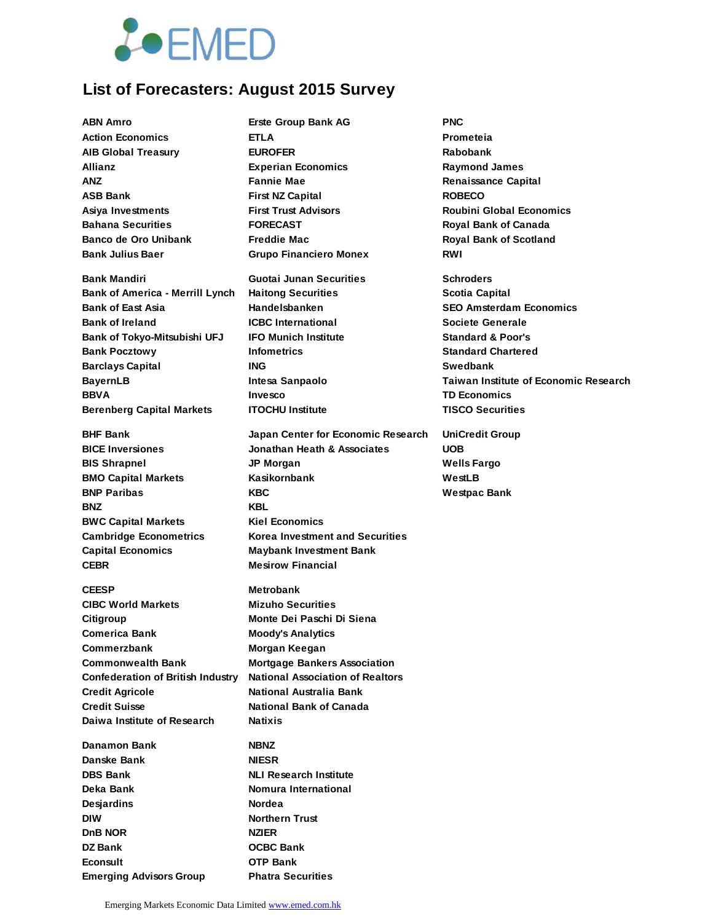EMED

# List of Forecasters: August 2015 Survey

**ABN Amro**
**Action Economics**
**AIB Global Treasury**
**Allianz**
**ANZ**
**ASB Bank**
**Asiya Investments**
**Bahana Securities**
**Banco de Oro Unibank**
**Bank Julius Baer**

**Bank Mandiri**
**Bank of America - Merrill Lynch**
**Bank of East Asia**
**Bank of Ireland**
**Bank of Tokyo-Mitsubishi UFJ**
**Bank Pocztowy**
**Barclays Capital**
**BayernLB**
**BBVA**
**Berenberg Capital Markets**

**BHF Bank**
**BICE Inversiones**
**BIS Shrapnel**
**BMO Capital Markets**
**BNP Paribas**
**BNZ**
**BWC Capital Markets**
**Cambridge Econometrics**
**Capital Economics**
**CEBR**

**CEESP**
**CIBC World Markets**
**Citigroup**
**Comerica Bank**
**Commerzbank**
**Commonwealth Bank**
**Confederation of British Industry**
**Credit Agricole**
**Credit Suisse**
**Daiwa Institute of Research**

**Danamon Bank**
**Danske Bank**
**DBS Bank**
**Deka Bank**
**Desjardins**
**DIW**
**DnB NOR**
**DZ Bank**
**Econsult**
**Emerging Advisors Group**

**Erste Group Bank AG**
**ETLA**
**EUROFER**
**Experian Economics**
**Fannie Mae**
**First NZ Capital**
**First Trust Advisors**
**FORECAST**
**Freddie Mac**
**Grupo Financiero Monex**

**Guotai Junan Securities**
**Haitong Securities**
**Handelsbanken**
**ICBC International**
**IFO Munich Institute**
**Infometrics**
**ING**
**Intesa Sanpaolo**
**Invesco**
**ITOCHU Institute**

**Japan Center for Economic Research**
**Jonathan Heath & Associates**
**JP Morgan**
**Kasikornbank**
**KBC**
**KBL**
**Kiel Economics**
**Korea Investment and Securities**
**Maybank Investment Bank**
**Mesirow Financial**

**Metrobank**
**Mizuho Securities**
**Monte Dei Paschi Di Siena**
**Moody's Analytics**
**Morgan Keegan**
**Mortgage Bankers Association**
**National Association of Realtors**
**National Australia Bank**
**National Bank of Canada**
**Natixis**

**NBNZ**
**NIESR**
**NLI Research Institute**
**Nomura International**
**Nordea**
**Northern Trust**
**NZIER**
**OCBC Bank**
**OTP Bank**
**Phatra Securities**

**PNC**
**Prometeia**
**Rabobank**
**Raymond James**
**Renaissance Capital**
**ROBECO**
**Roubini Global Economics**
**Royal Bank of Canada**
**Royal Bank of Scotland**
**RWI**

**Schroders**
**Scotia Capital**
**SEO Amsterdam Economics**
**Societe Generale**
**Standard & Poor's**
**Standard Chartered**
**Swedbank**
**Taiwan Institute of Economic Research**
**TD Economics**
**TISCO Securities**

**UniCredit Group**
**UOB**
**Wells Fargo**
**WestLB**
**Westpac Bank**

Emerging Markets Economic Data Limited www.emed.com.hk